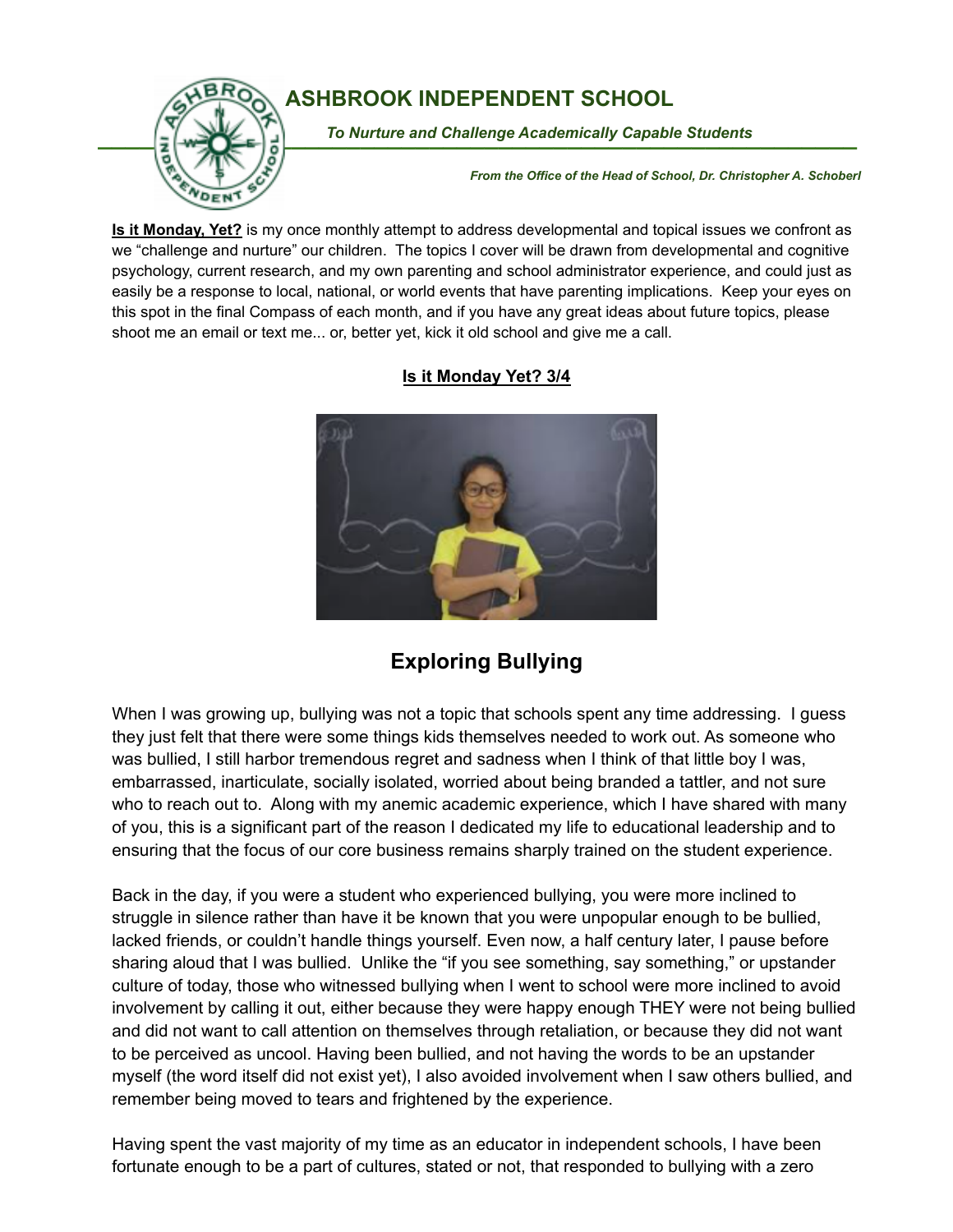# ASHBROOK INDEPENDENT SCHOOL

***To Nurture and Challenge Academically Capable Students***

***From the Office of the Head of School, Dr. Christopher A. Schoberl***

**Is it Monday, Yet?** is my once monthly attempt to address developmental and topical issues we confront as we "challenge and nurture" our children. The topics I cover will be drawn from developmental and cognitive psychology, current research, and my own parenting and school administrator experience, and could just as easily be a response to local, national, or world events that have parenting implications. Keep your eyes on this spot in the final Compass of each month, and if you have any great ideas about future topics, please shoot me an email or text me... or, better yet, kick it old school and give me a call.

**Is it Monday Yet? 3/4**

## Exploring Bullying

When I was growing up, bullying was not a topic that schools spent any time addressing. I guess they just felt that there were some things kids themselves needed to work out. As someone who was bullied, I still harbor tremendous regret and sadness when I think of that little boy I was, embarrassed, inarticulate, socially isolated, worried about being branded a tattler, and not sure who to reach out to. Along with my anemic academic experience, which I have shared with many of you, this is a significant part of the reason I dedicated my life to educational leadership and to ensuring that the focus of our core business remains sharply trained on the student experience.

Back in the day, if you were a student who experienced bullying, you were more inclined to struggle in silence rather than have it be known that you were unpopular enough to be bullied, lacked friends, or couldn't handle things yourself. Even now, a half century later, I pause before sharing aloud that I was bullied. Unlike the "if you see something, say something," or upstander culture of today, those who witnessed bullying when I went to school were more inclined to avoid involvement by calling it out, either because they were happy enough THEY were not being bullied and did not want to call attention on themselves through retaliation, or because they did not want to be perceived as uncool. Having been bullied, and not having the words to be an upstander myself (the word itself did not exist yet), I also avoided involvement when I saw others bullied, and remember being moved to tears and frightened by the experience.

Having spent the vast majority of my time as an educator in independent schools, I have been fortunate enough to be a part of cultures, stated or not, that responded to bullying with a zero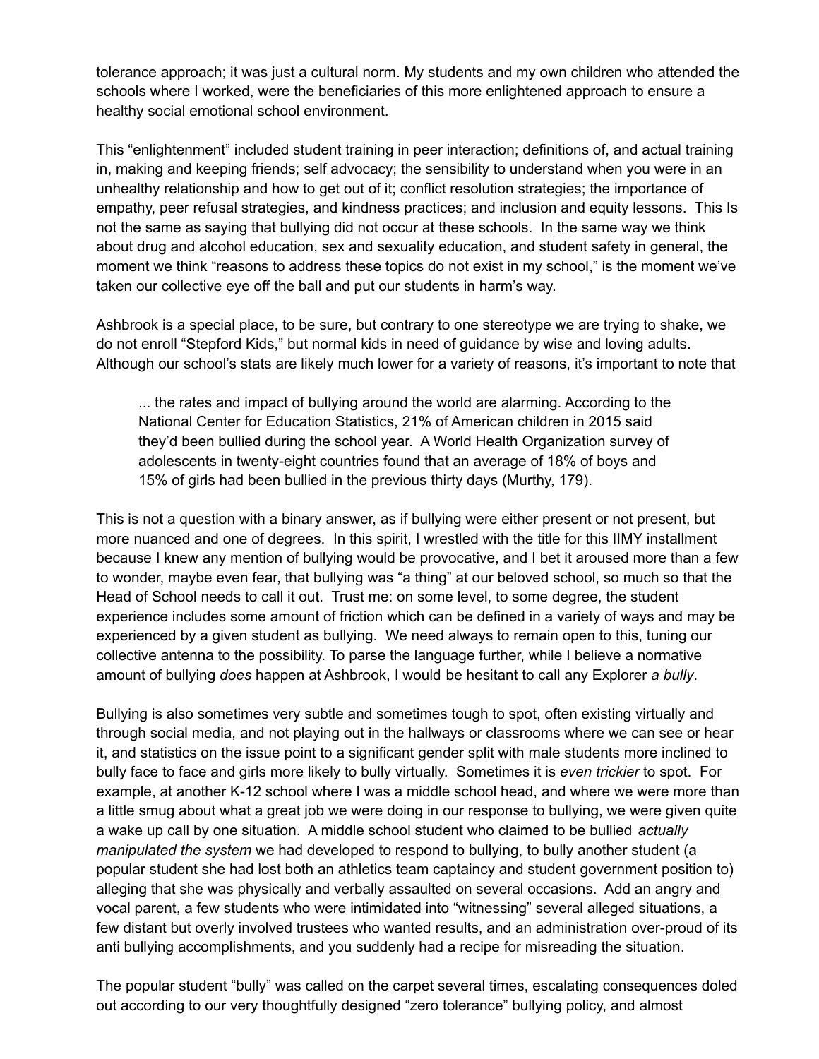tolerance approach; it was just a cultural norm. My students and my own children who attended the schools where I worked, were the beneficiaries of this more enlightened approach to ensure a healthy social emotional school environment.

This "enlightenment" included student training in peer interaction; definitions of, and actual training in, making and keeping friends; self advocacy; the sensibility to understand when you were in an unhealthy relationship and how to get out of it; conflict resolution strategies; the importance of empathy, peer refusal strategies, and kindness practices; and inclusion and equity lessons. This Is not the same as saying that bullying did not occur at these schools. In the same way we think about drug and alcohol education, sex and sexuality education, and student safety in general, the moment we think "reasons to address these topics do not exist in my school," is the moment we've taken our collective eye off the ball and put our students in harm's way.

Ashbrook is a special place, to be sure, but contrary to one stereotype we are trying to shake, we do not enroll "Stepford Kids," but normal kids in need of guidance by wise and loving adults. Although our school's stats are likely much lower for a variety of reasons, it's important to note that

> ... the rates and impact of bullying around the world are alarming. According to the National Center for Education Statistics, 21% of American children in 2015 said they'd been bullied during the school year. A World Health Organization survey of adolescents in twenty-eight countries found that an average of 18% of boys and 15% of girls had been bullied in the previous thirty days (Murthy, 179).

This is not a question with a binary answer, as if bullying were either present or not present, but more nuanced and one of degrees. In this spirit, I wrestled with the title for this IIMY installment because I knew any mention of bullying would be provocative, and I bet it aroused more than a few to wonder, maybe even fear, that bullying was "a thing" at our beloved school, so much so that the Head of School needs to call it out. Trust me: on some level, to some degree, the student experience includes some amount of friction which can be defined in a variety of ways and may be experienced by a given student as bullying. We need always to remain open to this, tuning our collective antenna to the possibility. To parse the language further, while I believe a normative amount of bullying *does* happen at Ashbrook, I would be hesitant to call any Explorer *a bully*.

Bullying is also sometimes very subtle and sometimes tough to spot, often existing virtually and through social media, and not playing out in the hallways or classrooms where we can see or hear it, and statistics on the issue point to a significant gender split with male students more inclined to bully face to face and girls more likely to bully virtually. Sometimes it is *even trickier* to spot. For example, at another K-12 school where I was a middle school head, and where we were more than a little smug about what a great job we were doing in our response to bullying, we were given quite a wake up call by one situation. A middle school student who claimed to be bullied *actually manipulated the system* we had developed to respond to bullying, to bully another student (a popular student she had lost both an athletics team captaincy and student government position to) alleging that she was physically and verbally assaulted on several occasions. Add an angry and vocal parent, a few students who were intimidated into "witnessing" several alleged situations, a few distant but overly involved trustees who wanted results, and an administration over-proud of its anti bullying accomplishments, and you suddenly had a recipe for misreading the situation.

The popular student "bully" was called on the carpet several times, escalating consequences doled out according to our very thoughtfully designed "zero tolerance" bullying policy, and almost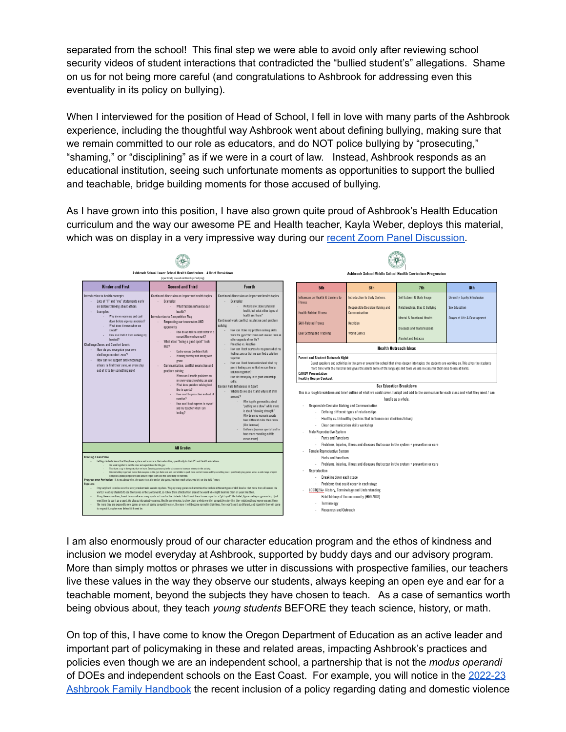separated from the school! This final step we were able to avoid only after reviewing school security videos of student interactions that contradicted the "bullied student's" allegations. Shame on us for not being more careful (and congratulations to Ashbrook for addressing even this eventuality in its policy on bullying).

When I interviewed for the position of Head of School, I fell in love with many parts of the Ashbrook experience, including the thoughtful way Ashbrook went about defining bullying, making sure that we remain committed to our role as educators, and do NOT police bullying by "prosecuting," "shaming," or "disciplining" as if we were in a court of law. Instead, Ashbrook responds as an educational institution, seeing such unfortunate moments as opportunities to support the bullied and teachable, bridge building moments for those accused of bullying.

As I have grown into this position, I have also grown quite proud of Ashbrook's Health Education curriculum and the way our awesome PE and Health teacher, Kayla Weber, deploys this material, which was on display in a very impressive way during our [recent Zoom Panel Discussion](#).

**Ashbrook School Lower School Health Curriculum - A Brief Breakdown**
(specifically around relationships/bullying)

| Kinder and First | Second and Third | Fourth |
|---|---|---|
| Introduction to health concepts<br>- Lots of "I" and "me" statements early on before thinking about others<br>- Examples:<br>  - Why do we warm up and cool down before vigorous exercise?<br>  - What does it mean when we sweat?<br>  - How can I tell if I am working my hardest?<br>Challenge Zones and Comfort Levels<br>- How do you recognize your own challenge comfort zone?<br>- How can we support and encourage others to find their zone, or even step out of it to try something new? | Continued discussion on important health topics<br>- Examples:<br>  - What factors influence our health?<br>Introduction to Competitive Play<br>- Respecting our teammates AND opponents<br>  - How do we talk to each other in a competitive environment?<br>- What does "being a good sport" look like?<br>  - Cocky versus Confident talk<br>  - Winning humbly and losing with grace<br>- Communication, conflict resolution and problem solving<br>  - When can I handle problems on my own versus involving an adult<br>  - What does problem solving look like in sports?<br>  - How can I be proactive instead of reactive?<br>  - How can I best express to myself and my teacher what I am feeling? | Continued discussion on important health topics<br>- Examples:<br>  - We talk a lot about physical health, but what other types of health are there?<br>Continued work conflict resolution and problem solving<br>- How can I take my problem solving skills from the gym/classroom and involve them in other aspects of my life?<br>- Proactive vs. Reactive<br>- How can I best express to my peers what my feelings are so that we can find a solution together<br>- How can I best hear/understand what my peers' feelings are so that we can find a solution together?<br>- How do these play in to good leadership skills<br>Gender Role Influences in Sport<br>- Where do we see it and why is it still around?<br>  - Why is girls gymnastics about "putting on a show" while mens is about "showing strength"<br>  - Why do some womens sports have different rules than mens (like lacrosse)<br>  - Uniforms (women sports tend to have more revealing outfits versus mens) |

**All Grades**

Creating a Safe Place
- Letting students know that they have a place and a voice in their education, specifically in their PE and Health education.
  - We work together to set the rules and expectations for the gym.
  - They have a say in the sports that we learn. Creating autonomy in the classroom to increase interest in the activity.
  - It is incredibly important to me that everyone in the gym feels safe and comfortable to push their comfort zones and try something new. I specifically play games across a wide range of sport categories, global perspectives and activity types to try and find something for everyone.

Progress over Perfection - It is not about what the score is at the end of the game, but how much effort you left on the field / court

Exposure
- I try very hard to make sure that every student feels seen in my class. We play many games and activities that include different types of skill level or that come from all around the world. I want my students to see themselves in the sports world, so I show them athletes from around the world who might look like them or speak like them.
- Along these same lines, I want to normalize as many sports as I can for the students. I don't want them to see a sport as a "girl sport" like ballet, figure skating or gymnastics, I just want them to see it as a sport. We also go into adaptive games, like the paralympics, to show them a whole world of competitive play that they might not have known was out there.
- The more they are exposed to new games or ways of seeing competitive play, the more it will become normal in their lives. They won't see it as different, and hopefully they will come to respect it, maybe even defend it if need be.

**Ashbrook School Middle School Health Curriculum Progression**

| 5th | 6th | 7th | 8th |
|---|---|---|---|
| Influences on Health & Barriers to Fitness<br>Health-Related Fitness<br>Skill-Related Fitness<br>Goal Setting and Tracking | Introduction to Body Systems<br>Responsible Decision Making and Communication<br>Nutrition<br>World Games | Self Esteem & Body Image<br>Relationships, Bias & Bullying<br>Mental & Emotional Health<br>Diseases and Transmissions<br>Alcohol and Tobacco | Diversity, Equity & Inclusion<br>Sex Education<br>Stages of Life & Development |

**Health Outreach Ideas**

Parent and Student Outreach Night
Guest speakers and activities in the gym or around the school that dives deeper into topics the students are working on. This gives the students more time with the material and gives the adults some of the language and tools we use in class for them also to use at home.
CARDV Presentation
Healthy Recipe Cookout

**Sex Education Breakdown**

This is a rough breakdown and brief outline of what we could cover. I adapt and add to the curriculum for each class and what they need / can handle as a whole.

- Responsible Decision Making and Communication
  - Defining different types of relationships
  - Healthy vs. Unhealthy (Factors that influence our decisions/ideas)
  - Clear communication skills workshop
- Male Reproductive System
  - Parts and Functions
  - Problems, injuries, illness and diseases that occur in the system + prevention or care
- Female Reproductive System
  - Parts and Functions
  - Problems, injuries, illness and diseases that occur in the system + prevention or care
- Reproduction
  - Breaking down each stage
  - Problems that could occur in each stage
- LGBTQ2IA+ History, Terminology and Understanding
  - Brief history of the community (HIV/AIDS)
  - Terminology
  - Resources and Outreach

I am also enormously proud of our character education program and the ethos of kindness and inclusion we model everyday at Ashbrook, supported by buddy days and our advisory program. More than simply mottos or phrases we utter in discussions with prospective families, our teachers live these values in the way they observe our students, always keeping an open eye and ear for a teachable moment, beyond the subjects they have chosen to teach. As a case of semantics worth being obvious about, they teach *young students* BEFORE they teach science, history, or math.

On top of this, I have come to know the Oregon Department of Education as an active leader and important part of policymaking in these and related areas, impacting Ashbrook's practices and policies even though we are an independent school, a partnership that is not the *modus operandi* of DOEs and independent schools on the East Coast. For example, you will notice in the [2022-23 Ashbrook Family Handbook](#) the recent inclusion of a policy regarding dating and domestic violence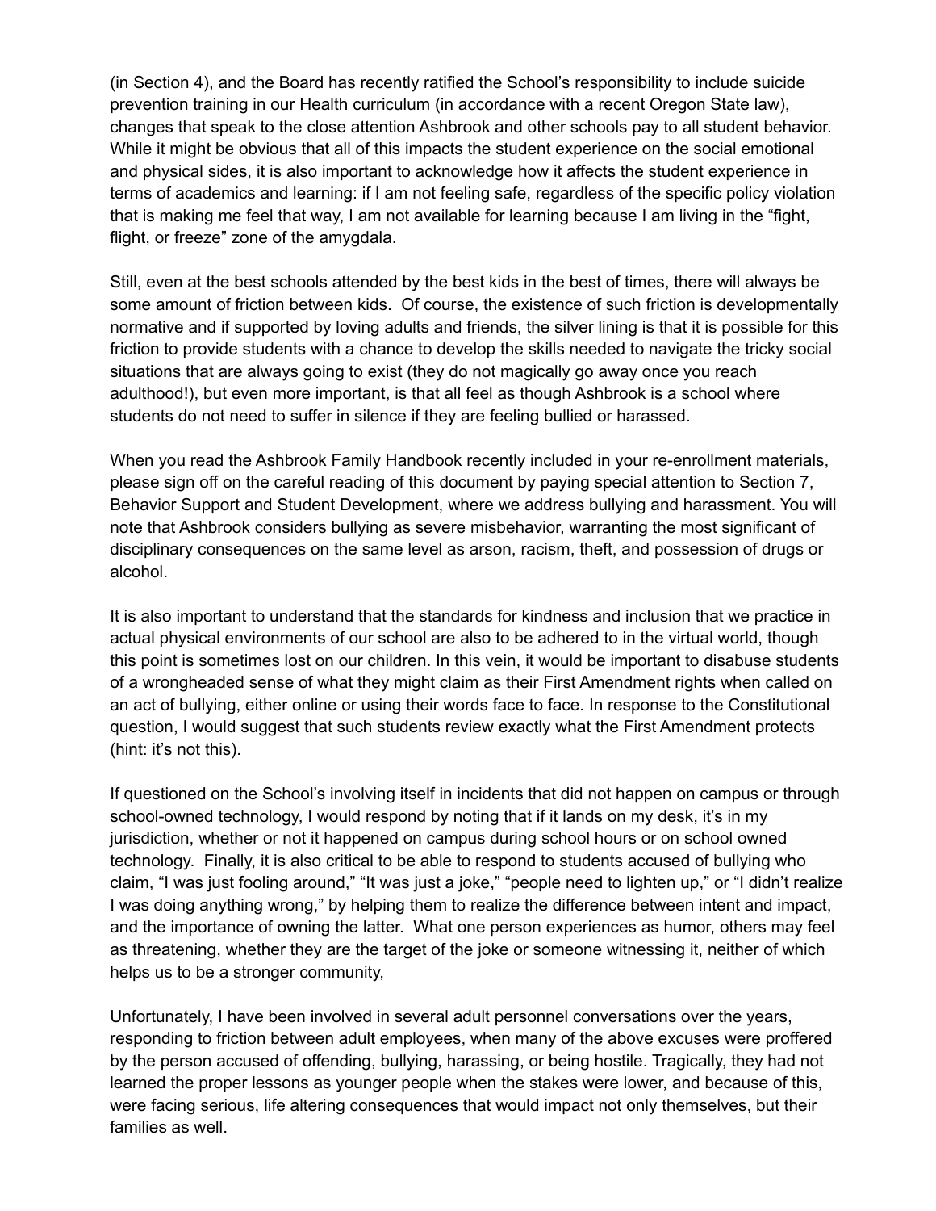(in Section 4), and the Board has recently ratified the School's responsibility to include suicide prevention training in our Health curriculum (in accordance with a recent Oregon State law), changes that speak to the close attention Ashbrook and other schools pay to all student behavior. While it might be obvious that all of this impacts the student experience on the social emotional and physical sides, it is also important to acknowledge how it affects the student experience in terms of academics and learning: if I am not feeling safe, regardless of the specific policy violation that is making me feel that way, I am not available for learning because I am living in the "fight, flight, or freeze" zone of the amygdala.

Still, even at the best schools attended by the best kids in the best of times, there will always be some amount of friction between kids. Of course, the existence of such friction is developmentally normative and if supported by loving adults and friends, the silver lining is that it is possible for this friction to provide students with a chance to develop the skills needed to navigate the tricky social situations that are always going to exist (they do not magically go away once you reach adulthood!), but even more important, is that all feel as though Ashbrook is a school where students do not need to suffer in silence if they are feeling bullied or harassed.

When you read the Ashbrook Family Handbook recently included in your re-enrollment materials, please sign off on the careful reading of this document by paying special attention to Section 7, Behavior Support and Student Development, where we address bullying and harassment. You will note that Ashbrook considers bullying as severe misbehavior, warranting the most significant of disciplinary consequences on the same level as arson, racism, theft, and possession of drugs or alcohol.

It is also important to understand that the standards for kindness and inclusion that we practice in actual physical environments of our school are also to be adhered to in the virtual world, though this point is sometimes lost on our children. In this vein, it would be important to disabuse students of a wrongheaded sense of what they might claim as their First Amendment rights when called on an act of bullying, either online or using their words face to face. In response to the Constitutional question, I would suggest that such students review exactly what the First Amendment protects (hint: it's not this).

If questioned on the School's involving itself in incidents that did not happen on campus or through school-owned technology, I would respond by noting that if it lands on my desk, it's in my jurisdiction, whether or not it happened on campus during school hours or on school owned technology. Finally, it is also critical to be able to respond to students accused of bullying who claim, "I was just fooling around," "It was just a joke," "people need to lighten up," or "I didn't realize I was doing anything wrong," by helping them to realize the difference between intent and impact, and the importance of owning the latter. What one person experiences as humor, others may feel as threatening, whether they are the target of the joke or someone witnessing it, neither of which helps us to be a stronger community,

Unfortunately, I have been involved in several adult personnel conversations over the years, responding to friction between adult employees, when many of the above excuses were proffered by the person accused of offending, bullying, harassing, or being hostile. Tragically, they had not learned the proper lessons as younger people when the stakes were lower, and because of this, were facing serious, life altering consequences that would impact not only themselves, but their families as well.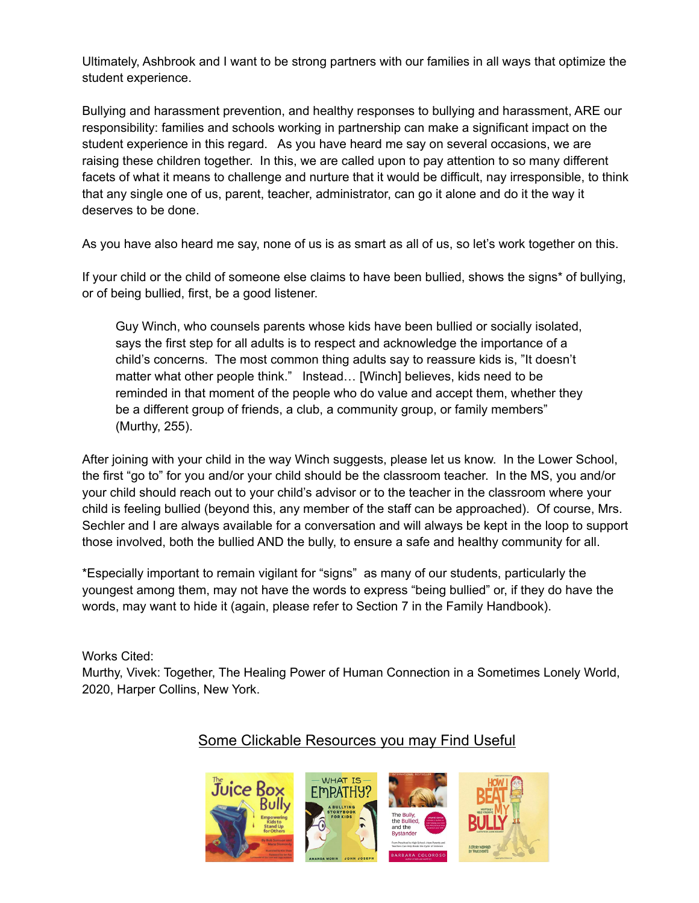Ultimately, Ashbrook and I want to be strong partners with our families in all ways that optimize the student experience.

Bullying and harassment prevention, and healthy responses to bullying and harassment, ARE our responsibility: families and schools working in partnership can make a significant impact on the student experience in this regard.  As you have heard me say on several occasions, we are raising these children together.  In this, we are called upon to pay attention to so many different facets of what it means to challenge and nurture that it would be difficult, nay irresponsible, to think that any single one of us, parent, teacher, administrator, can go it alone and do it the way it deserves to be done.

As you have also heard me say, none of us is as smart as all of us, so let's work together on this.

If your child or the child of someone else claims to have been bullied, shows the signs* of bullying, or of being bullied, first, be a good listener.

> Guy Winch, who counsels parents whose kids have been bullied or socially isolated, says the first step for all adults is to respect and acknowledge the importance of a child's concerns.  The most common thing adults say to reassure kids is, "It doesn't matter what other people think."  Instead… [Winch] believes, kids need to be reminded in that moment of the people who do value and accept them, whether they be a different group of friends, a club, a community group, or family members" (Murthy, 255).

After joining with your child in the way Winch suggests, please let us know.  In the Lower School, the first "go to" for you and/or your child should be the classroom teacher.  In the MS, you and/or your child should reach out to your child's advisor or to the teacher in the classroom where your child is feeling bullied (beyond this, any member of the staff can be approached).  Of course, Mrs. Sechler and I are always available for a conversation and will always be kept in the loop to support those involved, both the bullied AND the bully, to ensure a safe and healthy community for all.

*Especially important to remain vigilant for "signs" as many of our students, particularly the youngest among them, may not have the words to express "being bullied" or, if they do have the words, may want to hide it (again, please refer to Section 7 in the Family Handbook).

Works Cited:
Murthy, Vivek: Together, The Healing Power of Human Connection in a Sometimes Lonely World, 2020, Harper Collins, New York.

## Some Clickable Resources you may Find Useful